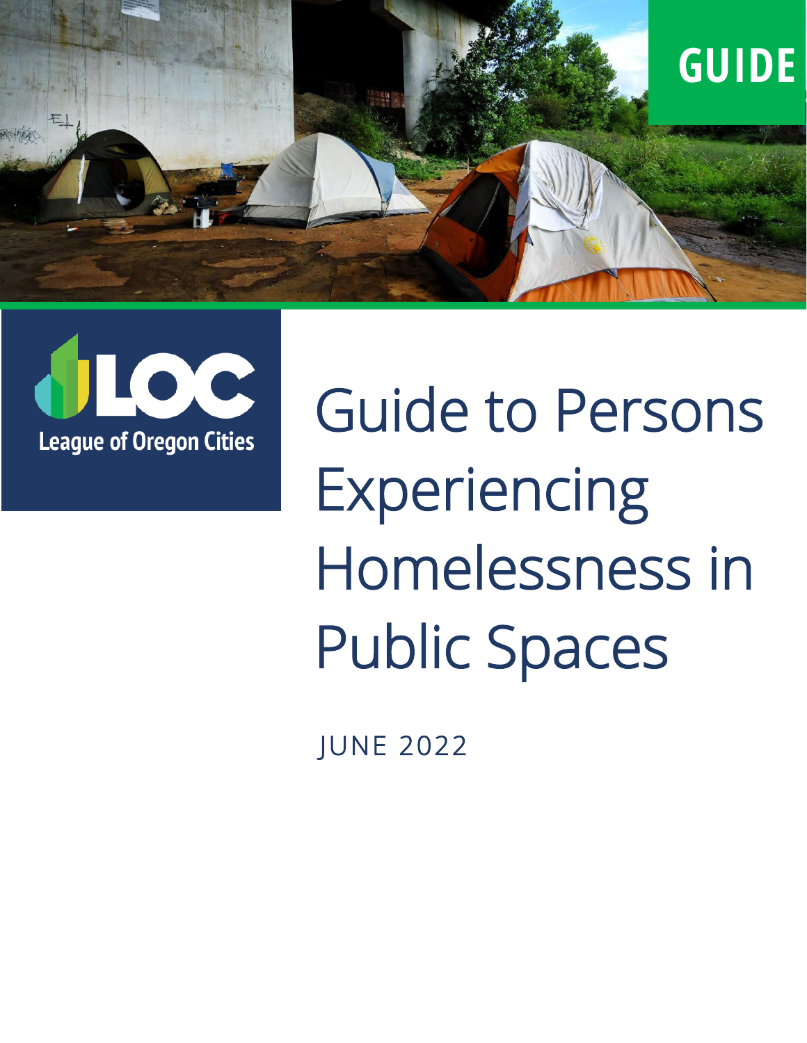GUIDE

League of Oregon Cities

# Guide to Persons Experiencing Homelessness in Public Spaces

JUNE 2022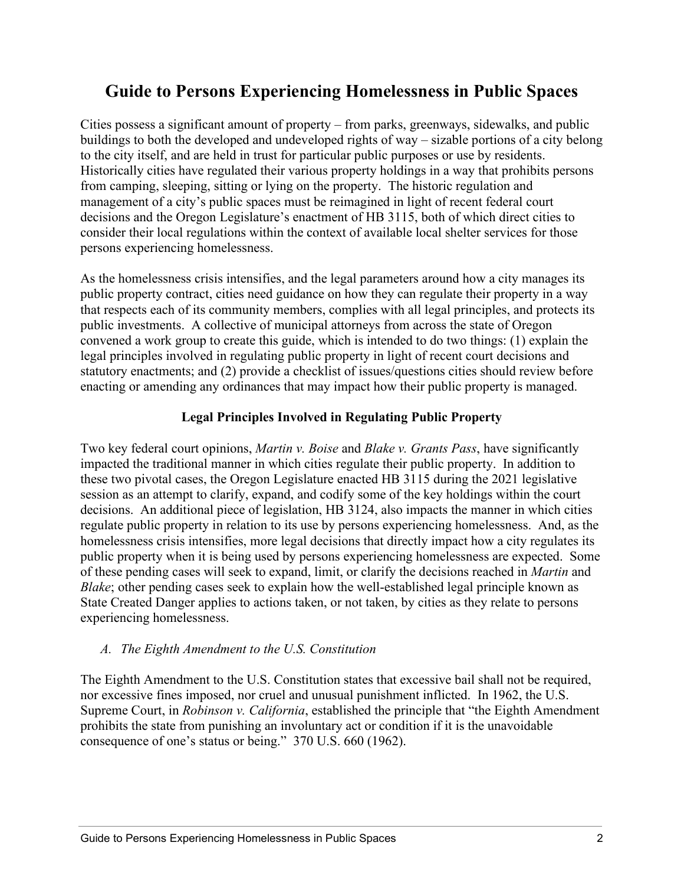# Guide to Persons Experiencing Homelessness in Public Spaces

Cities possess a significant amount of property – from parks, greenways, sidewalks, and public buildings to both the developed and undeveloped rights of way – sizable portions of a city belong to the city itself, and are held in trust for particular public purposes or use by residents. Historically cities have regulated their various property holdings in a way that prohibits persons from camping, sleeping, sitting or lying on the property. The historic regulation and management of a city's public spaces must be reimagined in light of recent federal court decisions and the Oregon Legislature's enactment of HB 3115, both of which direct cities to consider their local regulations within the context of available local shelter services for those persons experiencing homelessness.

As the homelessness crisis intensifies, and the legal parameters around how a city manages its public property contract, cities need guidance on how they can regulate their property in a way that respects each of its community members, complies with all legal principles, and protects its public investments. A collective of municipal attorneys from across the state of Oregon convened a work group to create this guide, which is intended to do two things: (1) explain the legal principles involved in regulating public property in light of recent court decisions and statutory enactments; and (2) provide a checklist of issues/questions cities should review before enacting or amending any ordinances that may impact how their public property is managed.

## Legal Principles Involved in Regulating Public Property

Two key federal court opinions, *Martin v. Boise* and *Blake v. Grants Pass*, have significantly impacted the traditional manner in which cities regulate their public property. In addition to these two pivotal cases, the Oregon Legislature enacted HB 3115 during the 2021 legislative session as an attempt to clarify, expand, and codify some of the key holdings within the court decisions. An additional piece of legislation, HB 3124, also impacts the manner in which cities regulate public property in relation to its use by persons experiencing homelessness. And, as the homelessness crisis intensifies, more legal decisions that directly impact how a city regulates its public property when it is being used by persons experiencing homelessness are expected. Some of these pending cases will seek to expand, limit, or clarify the decisions reached in *Martin* and *Blake*; other pending cases seek to explain how the well-established legal principle known as State Created Danger applies to actions taken, or not taken, by cities as they relate to persons experiencing homelessness.

### *A. The Eighth Amendment to the U.S. Constitution*

The Eighth Amendment to the U.S. Constitution states that excessive bail shall not be required, nor excessive fines imposed, nor cruel and unusual punishment inflicted. In 1962, the U.S. Supreme Court, in *Robinson v. California*, established the principle that "the Eighth Amendment prohibits the state from punishing an involuntary act or condition if it is the unavoidable consequence of one's status or being." 370 U.S. 660 (1962).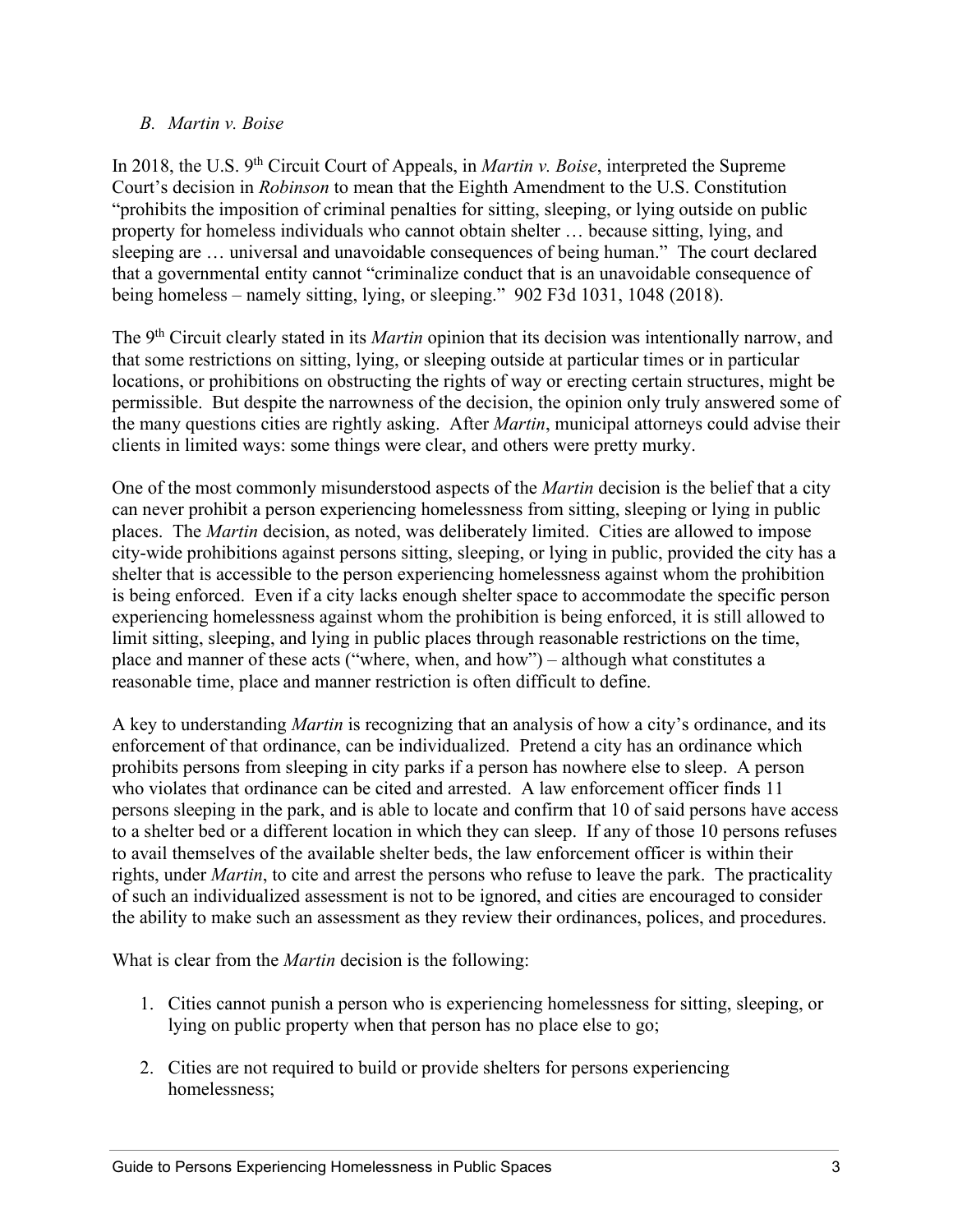### *B. Martin v. Boise*

In 2018, the U.S. 9th Circuit Court of Appeals, in *Martin v. Boise*, interpreted the Supreme Court's decision in *Robinson* to mean that the Eighth Amendment to the U.S. Constitution "prohibits the imposition of criminal penalties for sitting, sleeping, or lying outside on public property for homeless individuals who cannot obtain shelter … because sitting, lying, and sleeping are … universal and unavoidable consequences of being human." The court declared that a governmental entity cannot "criminalize conduct that is an unavoidable consequence of being homeless – namely sitting, lying, or sleeping." 902 F3d 1031, 1048 (2018).

The 9th Circuit clearly stated in its *Martin* opinion that its decision was intentionally narrow, and that some restrictions on sitting, lying, or sleeping outside at particular times or in particular locations, or prohibitions on obstructing the rights of way or erecting certain structures, might be permissible. But despite the narrowness of the decision, the opinion only truly answered some of the many questions cities are rightly asking. After *Martin*, municipal attorneys could advise their clients in limited ways: some things were clear, and others were pretty murky.

One of the most commonly misunderstood aspects of the *Martin* decision is the belief that a city can never prohibit a person experiencing homelessness from sitting, sleeping or lying in public places. The *Martin* decision, as noted, was deliberately limited. Cities are allowed to impose city-wide prohibitions against persons sitting, sleeping, or lying in public, provided the city has a shelter that is accessible to the person experiencing homelessness against whom the prohibition is being enforced. Even if a city lacks enough shelter space to accommodate the specific person experiencing homelessness against whom the prohibition is being enforced, it is still allowed to limit sitting, sleeping, and lying in public places through reasonable restrictions on the time, place and manner of these acts ("where, when, and how") – although what constitutes a reasonable time, place and manner restriction is often difficult to define.

A key to understanding *Martin* is recognizing that an analysis of how a city's ordinance, and its enforcement of that ordinance, can be individualized. Pretend a city has an ordinance which prohibits persons from sleeping in city parks if a person has nowhere else to sleep. A person who violates that ordinance can be cited and arrested. A law enforcement officer finds 11 persons sleeping in the park, and is able to locate and confirm that 10 of said persons have access to a shelter bed or a different location in which they can sleep. If any of those 10 persons refuses to avail themselves of the available shelter beds, the law enforcement officer is within their rights, under *Martin*, to cite and arrest the persons who refuse to leave the park. The practicality of such an individualized assessment is not to be ignored, and cities are encouraged to consider the ability to make such an assessment as they review their ordinances, polices, and procedures.

What is clear from the *Martin* decision is the following:

1. Cities cannot punish a person who is experiencing homelessness for sitting, sleeping, or lying on public property when that person has no place else to go;

2. Cities are not required to build or provide shelters for persons experiencing homelessness;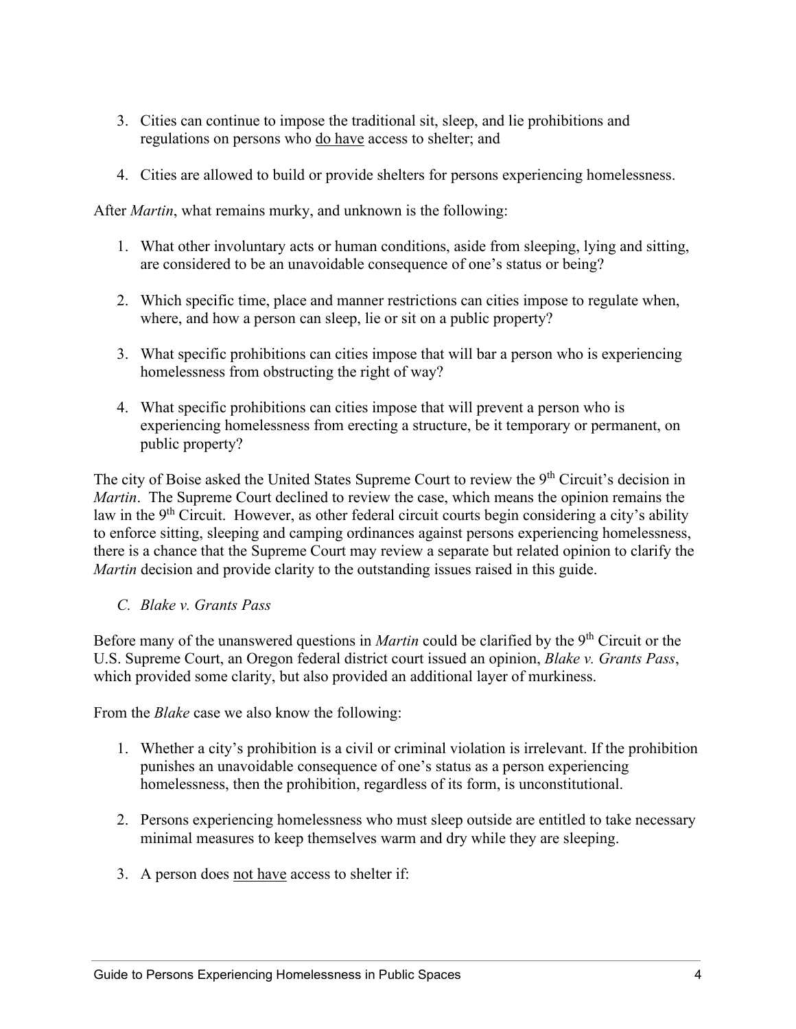3. Cities can continue to impose the traditional sit, sleep, and lie prohibitions and regulations on persons who <u>do have</u> access to shelter; and

4. Cities are allowed to build or provide shelters for persons experiencing homelessness.

After *Martin*, what remains murky, and unknown is the following:

1. What other involuntary acts or human conditions, aside from sleeping, lying and sitting, are considered to be an unavoidable consequence of one's status or being?

2. Which specific time, place and manner restrictions can cities impose to regulate when, where, and how a person can sleep, lie or sit on a public property?

3. What specific prohibitions can cities impose that will bar a person who is experiencing homelessness from obstructing the right of way?

4. What specific prohibitions can cities impose that will prevent a person who is experiencing homelessness from erecting a structure, be it temporary or permanent, on public property?

The city of Boise asked the United States Supreme Court to review the 9th Circuit's decision in *Martin*. The Supreme Court declined to review the case, which means the opinion remains the law in the 9th Circuit. However, as other federal circuit courts begin considering a city's ability to enforce sitting, sleeping and camping ordinances against persons experiencing homelessness, there is a chance that the Supreme Court may review a separate but related opinion to clarify the *Martin* decision and provide clarity to the outstanding issues raised in this guide.

### *C. Blake v. Grants Pass*

Before many of the unanswered questions in *Martin* could be clarified by the 9th Circuit or the U.S. Supreme Court, an Oregon federal district court issued an opinion, *Blake v. Grants Pass*, which provided some clarity, but also provided an additional layer of murkiness.

From the *Blake* case we also know the following:

1. Whether a city's prohibition is a civil or criminal violation is irrelevant. If the prohibition punishes an unavoidable consequence of one's status as a person experiencing homelessness, then the prohibition, regardless of its form, is unconstitutional.

2. Persons experiencing homelessness who must sleep outside are entitled to take necessary minimal measures to keep themselves warm and dry while they are sleeping.

3. A person does <u>not have</u> access to shelter if: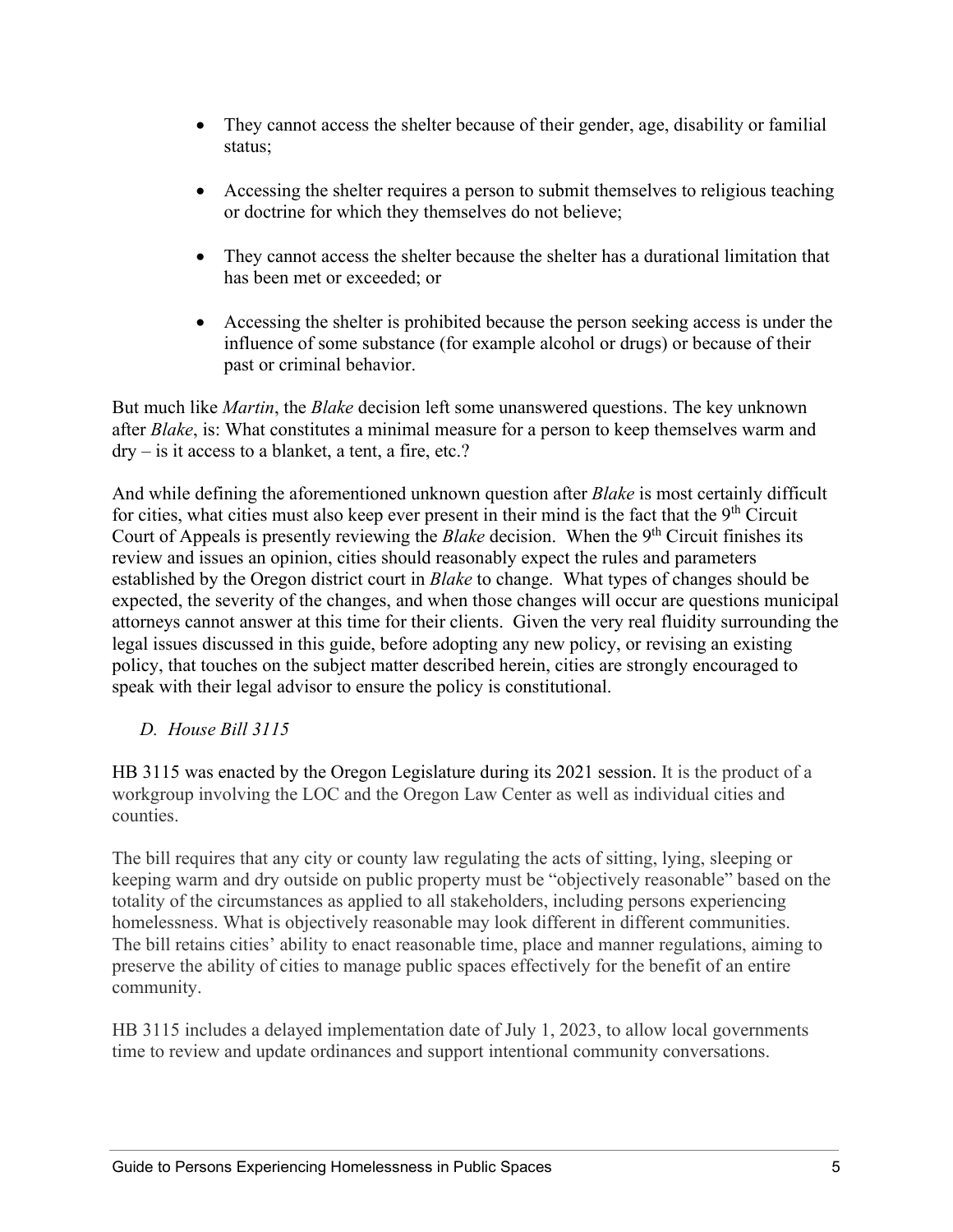- They cannot access the shelter because of their gender, age, disability or familial status;
- Accessing the shelter requires a person to submit themselves to religious teaching or doctrine for which they themselves do not believe;
- They cannot access the shelter because the shelter has a durational limitation that has been met or exceeded; or
- Accessing the shelter is prohibited because the person seeking access is under the influence of some substance (for example alcohol or drugs) or because of their past or criminal behavior.

But much like *Martin*, the *Blake* decision left some unanswered questions. The key unknown after *Blake*, is: What constitutes a minimal measure for a person to keep themselves warm and dry – is it access to a blanket, a tent, a fire, etc.?

And while defining the aforementioned unknown question after *Blake* is most certainly difficult for cities, what cities must also keep ever present in their mind is the fact that the 9th Circuit Court of Appeals is presently reviewing the *Blake* decision. When the 9th Circuit finishes its review and issues an opinion, cities should reasonably expect the rules and parameters established by the Oregon district court in *Blake* to change. What types of changes should be expected, the severity of the changes, and when those changes will occur are questions municipal attorneys cannot answer at this time for their clients. Given the very real fluidity surrounding the legal issues discussed in this guide, before adopting any new policy, or revising an existing policy, that touches on the subject matter described herein, cities are strongly encouraged to speak with their legal advisor to ensure the policy is constitutional.

### *D. House Bill 3115*

HB 3115 was enacted by the Oregon Legislature during its 2021 session. It is the product of a workgroup involving the LOC and the Oregon Law Center as well as individual cities and counties.

The bill requires that any city or county law regulating the acts of sitting, lying, sleeping or keeping warm and dry outside on public property must be "objectively reasonable" based on the totality of the circumstances as applied to all stakeholders, including persons experiencing homelessness. What is objectively reasonable may look different in different communities. The bill retains cities' ability to enact reasonable time, place and manner regulations, aiming to preserve the ability of cities to manage public spaces effectively for the benefit of an entire community.

HB 3115 includes a delayed implementation date of July 1, 2023, to allow local governments time to review and update ordinances and support intentional community conversations.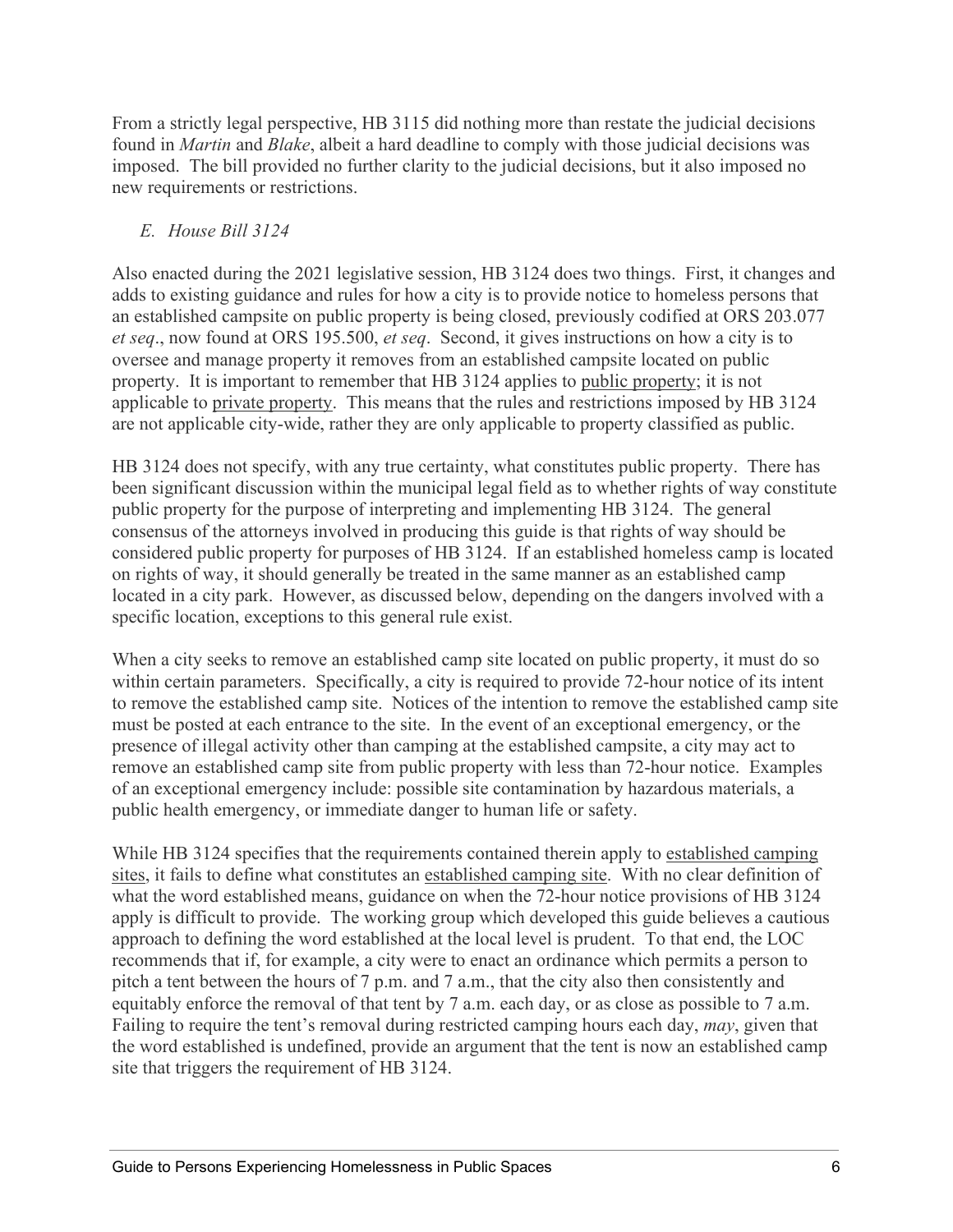From a strictly legal perspective, HB 3115 did nothing more than restate the judicial decisions found in *Martin* and *Blake*, albeit a hard deadline to comply with those judicial decisions was imposed. The bill provided no further clarity to the judicial decisions, but it also imposed no new requirements or restrictions.

### *E. House Bill 3124*

Also enacted during the 2021 legislative session, HB 3124 does two things. First, it changes and adds to existing guidance and rules for how a city is to provide notice to homeless persons that an established campsite on public property is being closed, previously codified at ORS 203.077 *et seq*., now found at ORS 195.500, *et seq*. Second, it gives instructions on how a city is to oversee and manage property it removes from an established campsite located on public property. It is important to remember that HB 3124 applies to <u>public property</u>; it is not applicable to <u>private property</u>. This means that the rules and restrictions imposed by HB 3124 are not applicable city-wide, rather they are only applicable to property classified as public.

HB 3124 does not specify, with any true certainty, what constitutes public property. There has been significant discussion within the municipal legal field as to whether rights of way constitute public property for the purpose of interpreting and implementing HB 3124. The general consensus of the attorneys involved in producing this guide is that rights of way should be considered public property for purposes of HB 3124. If an established homeless camp is located on rights of way, it should generally be treated in the same manner as an established camp located in a city park. However, as discussed below, depending on the dangers involved with a specific location, exceptions to this general rule exist.

When a city seeks to remove an established camp site located on public property, it must do so within certain parameters. Specifically, a city is required to provide 72-hour notice of its intent to remove the established camp site. Notices of the intention to remove the established camp site must be posted at each entrance to the site. In the event of an exceptional emergency, or the presence of illegal activity other than camping at the established campsite, a city may act to remove an established camp site from public property with less than 72-hour notice. Examples of an exceptional emergency include: possible site contamination by hazardous materials, a public health emergency, or immediate danger to human life or safety.

While HB 3124 specifies that the requirements contained therein apply to <u>established camping sites</u>, it fails to define what constitutes an <u>established camping site</u>. With no clear definition of what the word established means, guidance on when the 72-hour notice provisions of HB 3124 apply is difficult to provide. The working group which developed this guide believes a cautious approach to defining the word established at the local level is prudent. To that end, the LOC recommends that if, for example, a city were to enact an ordinance which permits a person to pitch a tent between the hours of 7 p.m. and 7 a.m., that the city also then consistently and equitably enforce the removal of that tent by 7 a.m. each day, or as close as possible to 7 a.m. Failing to require the tent's removal during restricted camping hours each day, *may*, given that the word established is undefined, provide an argument that the tent is now an established camp site that triggers the requirement of HB 3124.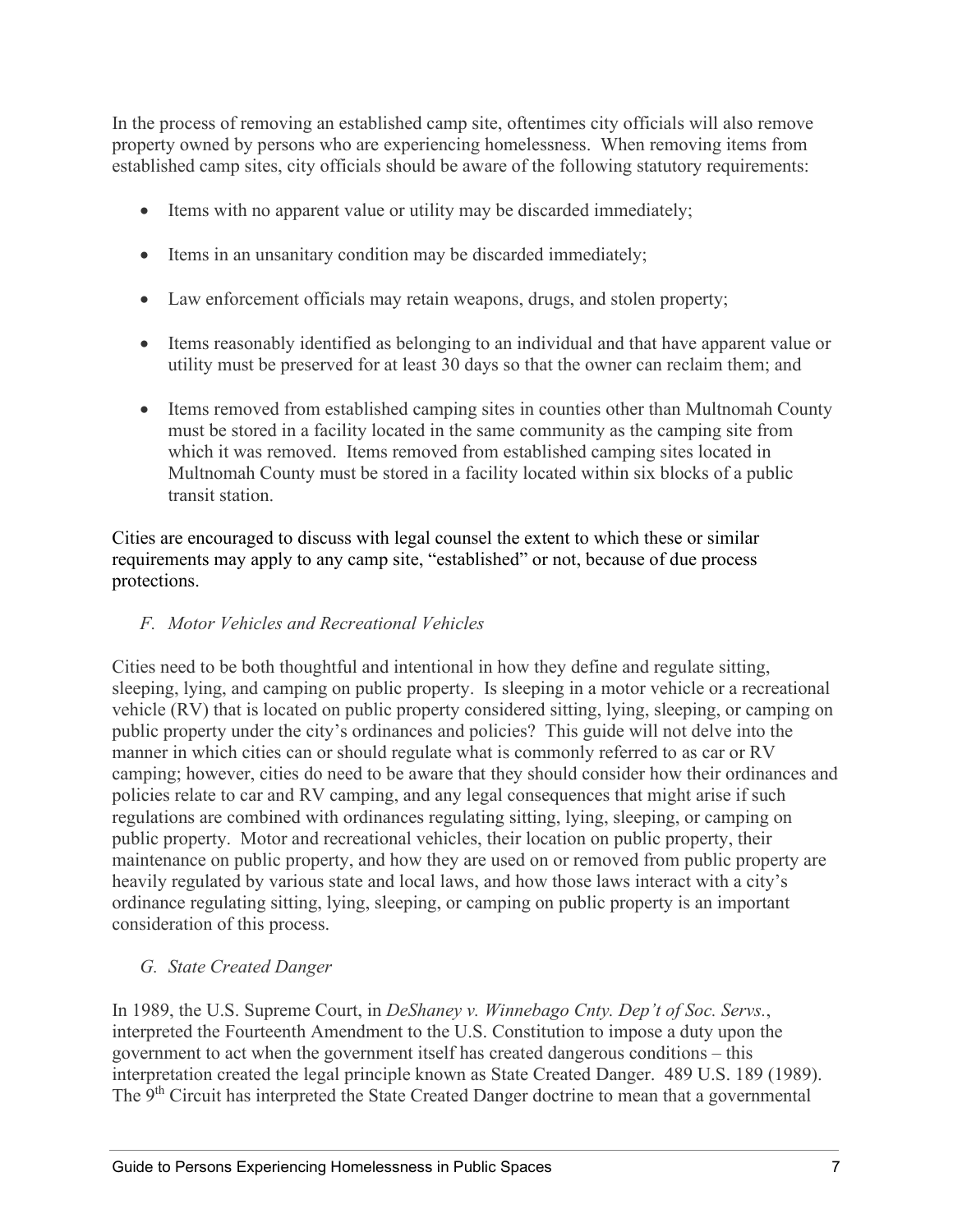In the process of removing an established camp site, oftentimes city officials will also remove property owned by persons who are experiencing homelessness. When removing items from established camp sites, city officials should be aware of the following statutory requirements:

- Items with no apparent value or utility may be discarded immediately;
- Items in an unsanitary condition may be discarded immediately;
- Law enforcement officials may retain weapons, drugs, and stolen property;
- Items reasonably identified as belonging to an individual and that have apparent value or utility must be preserved for at least 30 days so that the owner can reclaim them; and
- Items removed from established camping sites in counties other than Multnomah County must be stored in a facility located in the same community as the camping site from which it was removed. Items removed from established camping sites located in Multnomah County must be stored in a facility located within six blocks of a public transit station.

Cities are encouraged to discuss with legal counsel the extent to which these or similar requirements may apply to any camp site, "established" or not, because of due process protections.

### *F. Motor Vehicles and Recreational Vehicles*

Cities need to be both thoughtful and intentional in how they define and regulate sitting, sleeping, lying, and camping on public property. Is sleeping in a motor vehicle or a recreational vehicle (RV) that is located on public property considered sitting, lying, sleeping, or camping on public property under the city's ordinances and policies? This guide will not delve into the manner in which cities can or should regulate what is commonly referred to as car or RV camping; however, cities do need to be aware that they should consider how their ordinances and policies relate to car and RV camping, and any legal consequences that might arise if such regulations are combined with ordinances regulating sitting, lying, sleeping, or camping on public property. Motor and recreational vehicles, their location on public property, their maintenance on public property, and how they are used on or removed from public property are heavily regulated by various state and local laws, and how those laws interact with a city's ordinance regulating sitting, lying, sleeping, or camping on public property is an important consideration of this process.

### *G. State Created Danger*

In 1989, the U.S. Supreme Court, in *DeShaney v. Winnebago Cnty. Dep't of Soc. Servs.*, interpreted the Fourteenth Amendment to the U.S. Constitution to impose a duty upon the government to act when the government itself has created dangerous conditions – this interpretation created the legal principle known as State Created Danger. 489 U.S. 189 (1989). The 9th Circuit has interpreted the State Created Danger doctrine to mean that a governmental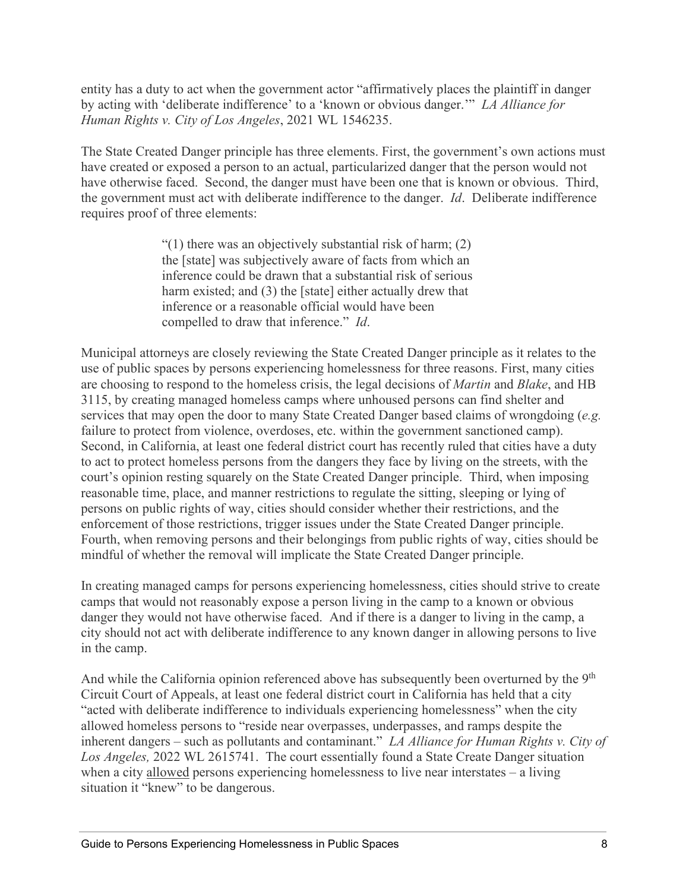entity has a duty to act when the government actor "affirmatively places the plaintiff in danger by acting with 'deliberate indifference' to a 'known or obvious danger.'" *LA Alliance for Human Rights v. City of Los Angeles*, 2021 WL 1546235.

The State Created Danger principle has three elements. First, the government's own actions must have created or exposed a person to an actual, particularized danger that the person would not have otherwise faced. Second, the danger must have been one that is known or obvious. Third, the government must act with deliberate indifference to the danger. *Id*. Deliberate indifference requires proof of three elements:

> "(1) there was an objectively substantial risk of harm; (2) the [state] was subjectively aware of facts from which an inference could be drawn that a substantial risk of serious harm existed; and (3) the [state] either actually drew that inference or a reasonable official would have been compelled to draw that inference." *Id*.

Municipal attorneys are closely reviewing the State Created Danger principle as it relates to the use of public spaces by persons experiencing homelessness for three reasons. First, many cities are choosing to respond to the homeless crisis, the legal decisions of *Martin* and *Blake*, and HB 3115, by creating managed homeless camps where unhoused persons can find shelter and services that may open the door to many State Created Danger based claims of wrongdoing (*e.g.* failure to protect from violence, overdoses, etc. within the government sanctioned camp). Second, in California, at least one federal district court has recently ruled that cities have a duty to act to protect homeless persons from the dangers they face by living on the streets, with the court's opinion resting squarely on the State Created Danger principle. Third, when imposing reasonable time, place, and manner restrictions to regulate the sitting, sleeping or lying of persons on public rights of way, cities should consider whether their restrictions, and the enforcement of those restrictions, trigger issues under the State Created Danger principle. Fourth, when removing persons and their belongings from public rights of way, cities should be mindful of whether the removal will implicate the State Created Danger principle.

In creating managed camps for persons experiencing homelessness, cities should strive to create camps that would not reasonably expose a person living in the camp to a known or obvious danger they would not have otherwise faced. And if there is a danger to living in the camp, a city should not act with deliberate indifference to any known danger in allowing persons to live in the camp.

And while the California opinion referenced above has subsequently been overturned by the 9th Circuit Court of Appeals, at least one federal district court in California has held that a city "acted with deliberate indifference to individuals experiencing homelessness" when the city allowed homeless persons to "reside near overpasses, underpasses, and ramps despite the inherent dangers – such as pollutants and contaminant." *LA Alliance for Human Rights v. City of Los Angeles,* 2022 WL 2615741. The court essentially found a State Create Danger situation when a city <u>allowed</u> persons experiencing homelessness to live near interstates – a living situation it "knew" to be dangerous.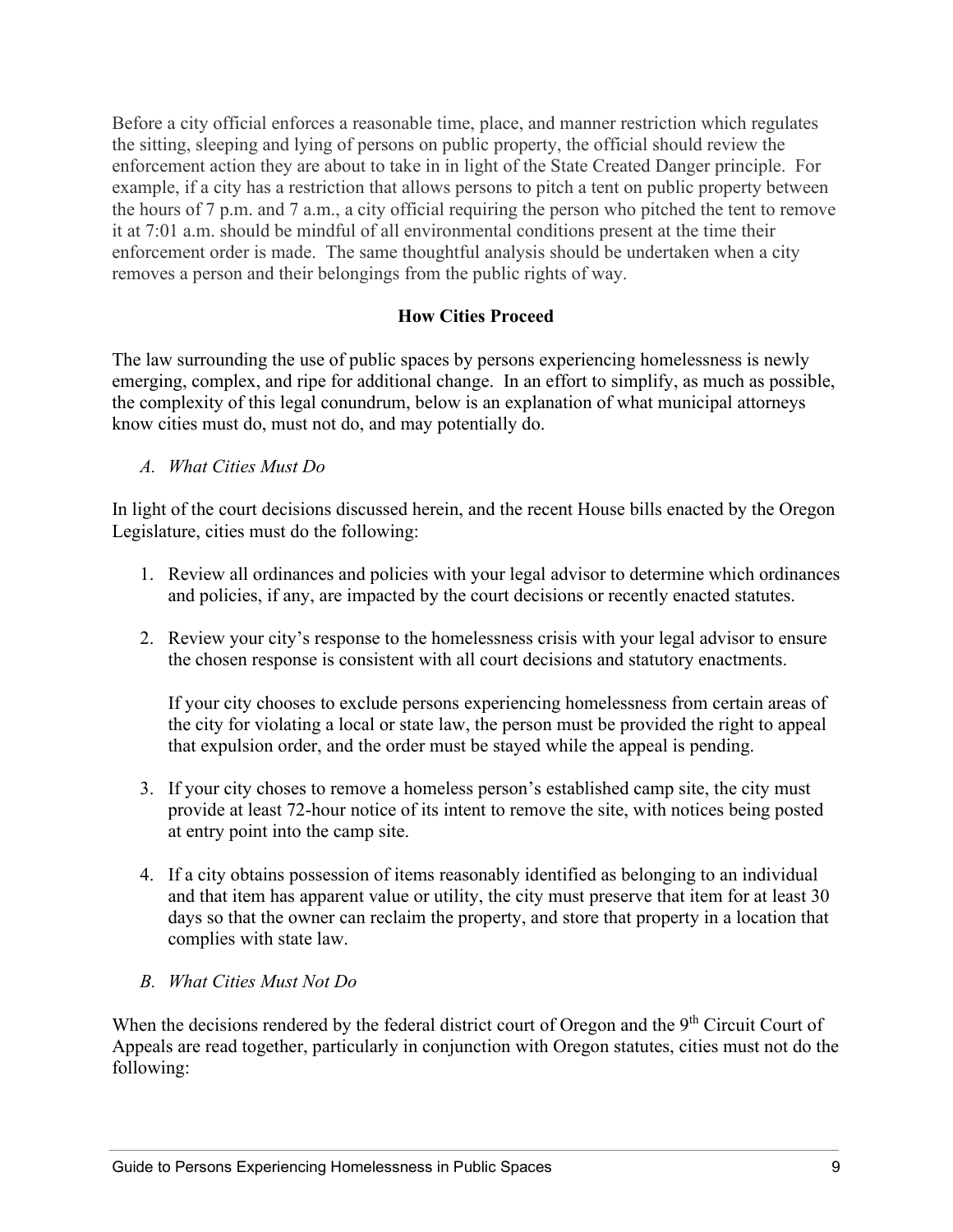Before a city official enforces a reasonable time, place, and manner restriction which regulates the sitting, sleeping and lying of persons on public property, the official should review the enforcement action they are about to take in in light of the State Created Danger principle. For example, if a city has a restriction that allows persons to pitch a tent on public property between the hours of 7 p.m. and 7 a.m., a city official requiring the person who pitched the tent to remove it at 7:01 a.m. should be mindful of all environmental conditions present at the time their enforcement order is made. The same thoughtful analysis should be undertaken when a city removes a person and their belongings from the public rights of way.

## How Cities Proceed

The law surrounding the use of public spaces by persons experiencing homelessness is newly emerging, complex, and ripe for additional change. In an effort to simplify, as much as possible, the complexity of this legal conundrum, below is an explanation of what municipal attorneys know cities must do, must not do, and may potentially do.

### *A. What Cities Must Do*

In light of the court decisions discussed herein, and the recent House bills enacted by the Oregon Legislature, cities must do the following:

1. Review all ordinances and policies with your legal advisor to determine which ordinances and policies, if any, are impacted by the court decisions or recently enacted statutes.

2. Review your city's response to the homelessness crisis with your legal advisor to ensure the chosen response is consistent with all court decisions and statutory enactments.

   If your city chooses to exclude persons experiencing homelessness from certain areas of the city for violating a local or state law, the person must be provided the right to appeal that expulsion order, and the order must be stayed while the appeal is pending.

3. If your city choses to remove a homeless person's established camp site, the city must provide at least 72-hour notice of its intent to remove the site, with notices being posted at entry point into the camp site.

4. If a city obtains possession of items reasonably identified as belonging to an individual and that item has apparent value or utility, the city must preserve that item for at least 30 days so that the owner can reclaim the property, and store that property in a location that complies with state law.

### *B. What Cities Must Not Do*

When the decisions rendered by the federal district court of Oregon and the 9th Circuit Court of Appeals are read together, particularly in conjunction with Oregon statutes, cities must not do the following: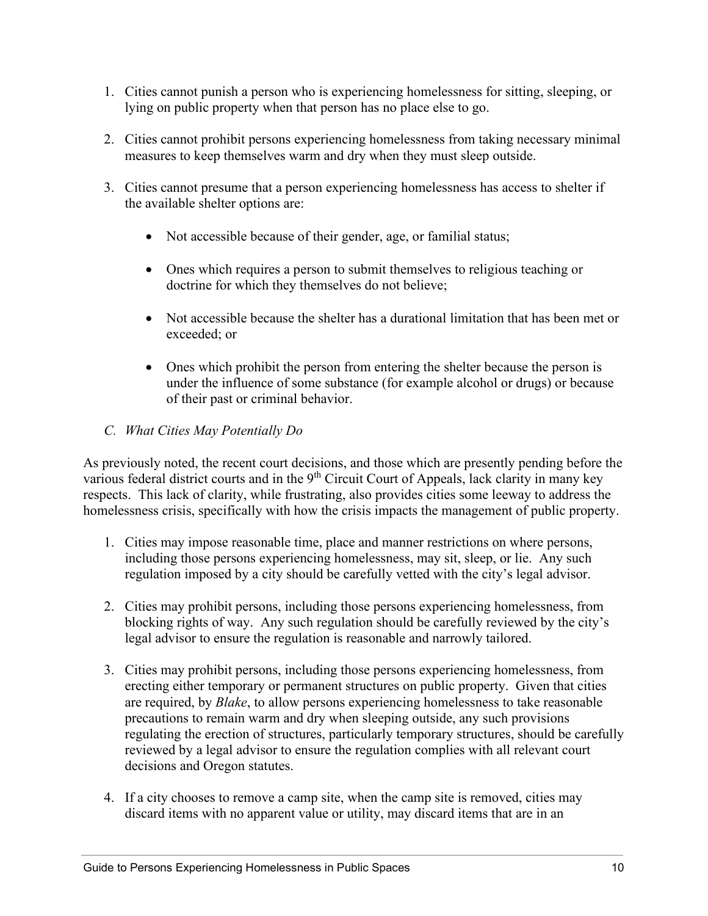1. Cities cannot punish a person who is experiencing homelessness for sitting, sleeping, or lying on public property when that person has no place else to go.

2. Cities cannot prohibit persons experiencing homelessness from taking necessary minimal measures to keep themselves warm and dry when they must sleep outside.

3. Cities cannot presume that a person experiencing homelessness has access to shelter if the available shelter options are:

    - Not accessible because of their gender, age, or familial status;

    - Ones which requires a person to submit themselves to religious teaching or doctrine for which they themselves do not believe;

    - Not accessible because the shelter has a durational limitation that has been met or exceeded; or

    - Ones which prohibit the person from entering the shelter because the person is under the influence of some substance (for example alcohol or drugs) or because of their past or criminal behavior.

### *C. What Cities May Potentially Do*

As previously noted, the recent court decisions, and those which are presently pending before the various federal district courts and in the 9th Circuit Court of Appeals, lack clarity in many key respects. This lack of clarity, while frustrating, also provides cities some leeway to address the homelessness crisis, specifically with how the crisis impacts the management of public property.

1. Cities may impose reasonable time, place and manner restrictions on where persons, including those persons experiencing homelessness, may sit, sleep, or lie. Any such regulation imposed by a city should be carefully vetted with the city's legal advisor.

2. Cities may prohibit persons, including those persons experiencing homelessness, from blocking rights of way. Any such regulation should be carefully reviewed by the city's legal advisor to ensure the regulation is reasonable and narrowly tailored.

3. Cities may prohibit persons, including those persons experiencing homelessness, from erecting either temporary or permanent structures on public property. Given that cities are required, by *Blake*, to allow persons experiencing homelessness to take reasonable precautions to remain warm and dry when sleeping outside, any such provisions regulating the erection of structures, particularly temporary structures, should be carefully reviewed by a legal advisor to ensure the regulation complies with all relevant court decisions and Oregon statutes.

4. If a city chooses to remove a camp site, when the camp site is removed, cities may discard items with no apparent value or utility, may discard items that are in an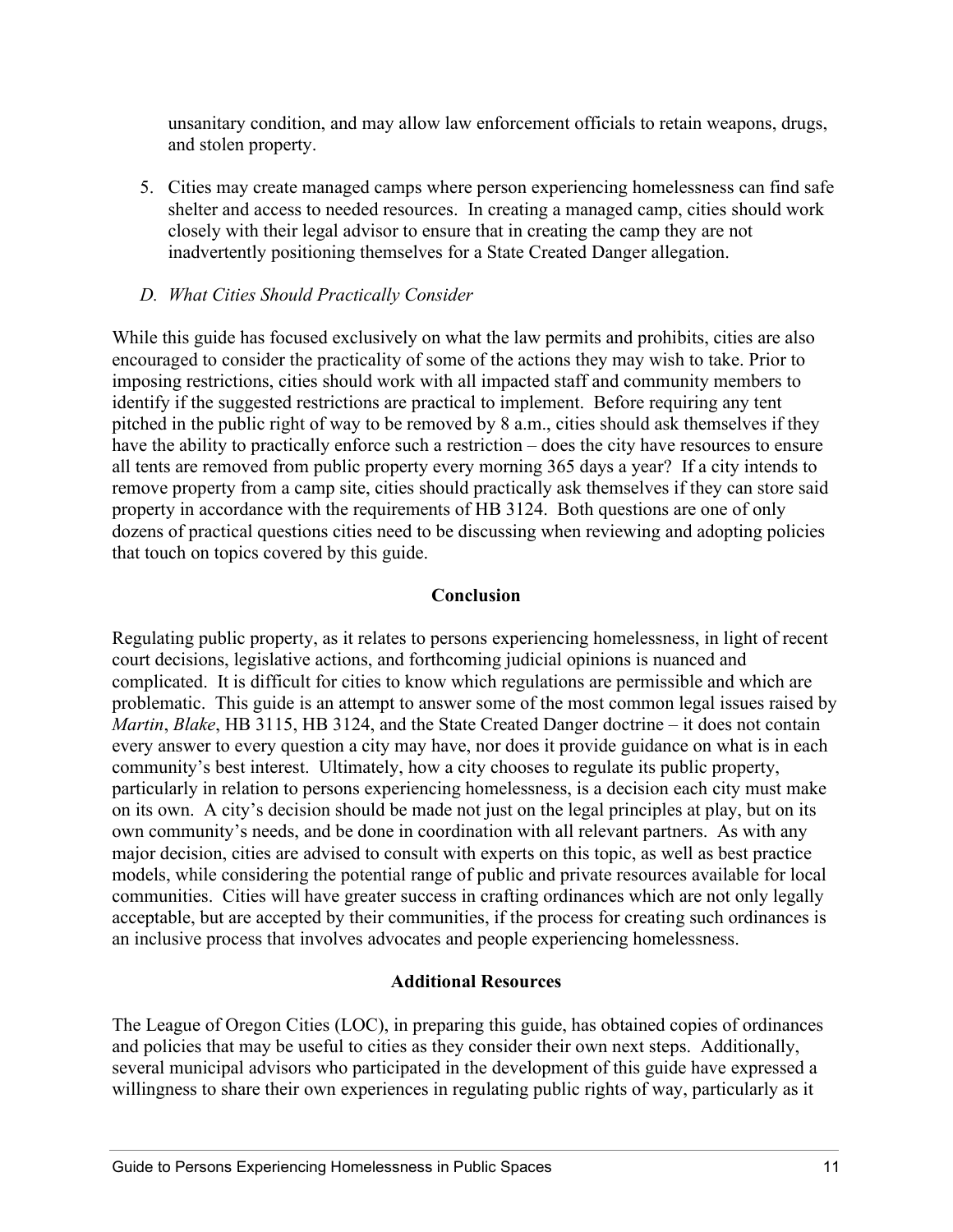unsanitary condition, and may allow law enforcement officials to retain weapons, drugs, and stolen property.

5. Cities may create managed camps where person experiencing homelessness can find safe shelter and access to needed resources. In creating a managed camp, cities should work closely with their legal advisor to ensure that in creating the camp they are not inadvertently positioning themselves for a State Created Danger allegation.

### *D. What Cities Should Practically Consider*

While this guide has focused exclusively on what the law permits and prohibits, cities are also encouraged to consider the practicality of some of the actions they may wish to take. Prior to imposing restrictions, cities should work with all impacted staff and community members to identify if the suggested restrictions are practical to implement. Before requiring any tent pitched in the public right of way to be removed by 8 a.m., cities should ask themselves if they have the ability to practically enforce such a restriction – does the city have resources to ensure all tents are removed from public property every morning 365 days a year? If a city intends to remove property from a camp site, cities should practically ask themselves if they can store said property in accordance with the requirements of HB 3124. Both questions are one of only dozens of practical questions cities need to be discussing when reviewing and adopting policies that touch on topics covered by this guide.

## Conclusion

Regulating public property, as it relates to persons experiencing homelessness, in light of recent court decisions, legislative actions, and forthcoming judicial opinions is nuanced and complicated. It is difficult for cities to know which regulations are permissible and which are problematic. This guide is an attempt to answer some of the most common legal issues raised by *Martin*, *Blake*, HB 3115, HB 3124, and the State Created Danger doctrine – it does not contain every answer to every question a city may have, nor does it provide guidance on what is in each community's best interest. Ultimately, how a city chooses to regulate its public property, particularly in relation to persons experiencing homelessness, is a decision each city must make on its own. A city's decision should be made not just on the legal principles at play, but on its own community's needs, and be done in coordination with all relevant partners. As with any major decision, cities are advised to consult with experts on this topic, as well as best practice models, while considering the potential range of public and private resources available for local communities. Cities will have greater success in crafting ordinances which are not only legally acceptable, but are accepted by their communities, if the process for creating such ordinances is an inclusive process that involves advocates and people experiencing homelessness.

## Additional Resources

The League of Oregon Cities (LOC), in preparing this guide, has obtained copies of ordinances and policies that may be useful to cities as they consider their own next steps. Additionally, several municipal advisors who participated in the development of this guide have expressed a willingness to share their own experiences in regulating public rights of way, particularly as it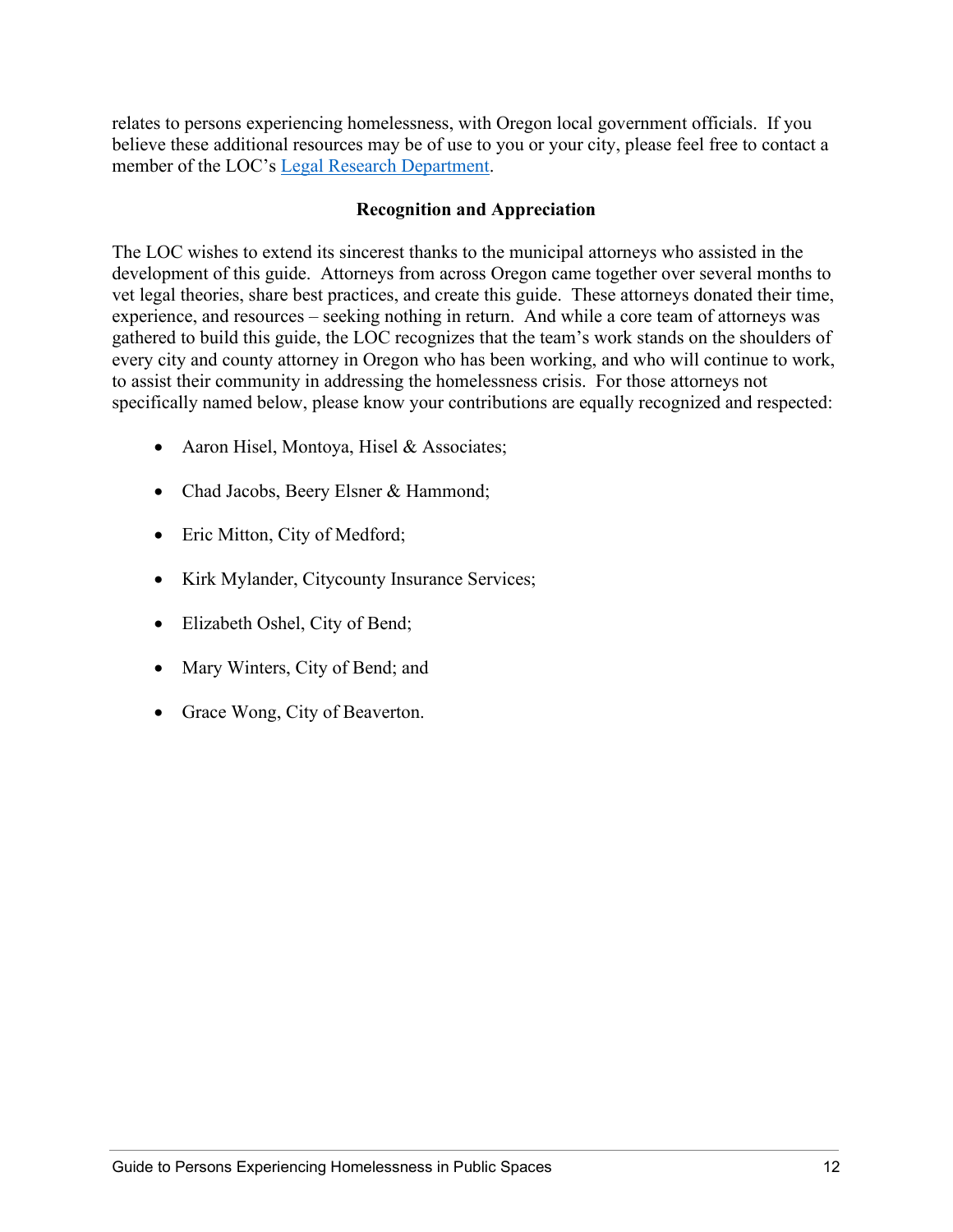relates to persons experiencing homelessness, with Oregon local government officials. If you believe these additional resources may be of use to you or your city, please feel free to contact a member of the LOC's [Legal Research Department](#).

**Recognition and Appreciation**

The LOC wishes to extend its sincerest thanks to the municipal attorneys who assisted in the development of this guide. Attorneys from across Oregon came together over several months to vet legal theories, share best practices, and create this guide. These attorneys donated their time, experience, and resources – seeking nothing in return. And while a core team of attorneys was gathered to build this guide, the LOC recognizes that the team's work stands on the shoulders of every city and county attorney in Oregon who has been working, and who will continue to work, to assist their community in addressing the homelessness crisis. For those attorneys not specifically named below, please know your contributions are equally recognized and respected:

- Aaron Hisel, Montoya, Hisel & Associates;
- Chad Jacobs, Beery Elsner & Hammond;
- Eric Mitton, City of Medford;
- Kirk Mylander, Citycounty Insurance Services;
- Elizabeth Oshel, City of Bend;
- Mary Winters, City of Bend; and
- Grace Wong, City of Beaverton.